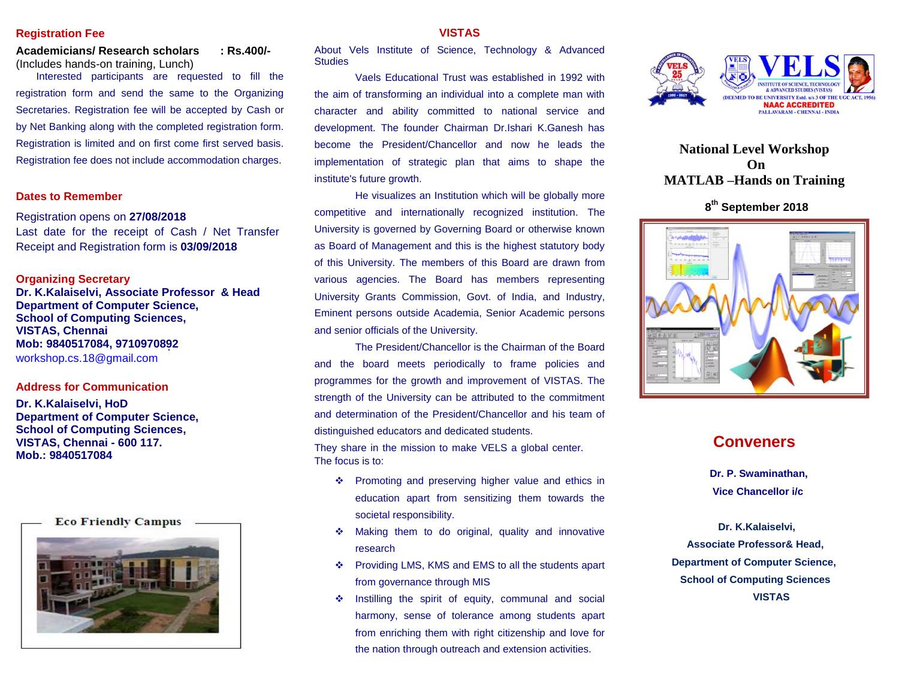## Registration Fee

**Academicians/ Research scholars : Rs.400/-**
(Includes hands-on training, Lunch)

Interested participants are requested to fill the registration form and send the same to the Organizing Secretaries. Registration fee will be accepted by Cash or by Net Banking along with the completed registration form. Registration is limited and on first come first served basis. Registration fee does not include accommodation charges.

## Dates to Remember

Registration opens on **27/08/2018**
Last date for the receipt of Cash / Net Transfer Receipt and Registration form is **03/09/2018**

## Organizing Secretary

**Dr. K.Kalaiselvi, Associate Professor & Head**
**Department of Computer Science,**
**School of Computing Sciences,**
**VISTAS, Chennai**
**Mob: 9840517084, 9710970892**
workshop.cs.18@gmail.com

## Address for Communication

**Dr. K.Kalaiselvi, HoD**
**Department of Computer Science,**
**School of Computing Sciences,**
**VISTAS, Chennai - 600 117.**
**Mob.: 9840517084**

Eco Friendly Campus

## VISTAS

About Vels Institute of Science, Technology & Advanced Studies

Vaels Educational Trust was established in 1992 with the aim of transforming an individual into a complete man with character and ability committed to national service and development. The founder Chairman Dr.Ishari K.Ganesh has become the President/Chancellor and now he leads the implementation of strategic plan that aims to shape the institute's future growth.

He visualizes an Institution which will be globally more competitive and internationally recognized institution. The University is governed by Governing Board or otherwise known as Board of Management and this is the highest statutory body of this University. The members of this Board are drawn from various agencies. The Board has members representing University Grants Commission, Govt. of India, and Industry, Eminent persons outside Academia, Senior Academic persons and senior officials of the University.

The President/Chancellor is the Chairman of the Board and the board meets periodically to frame policies and programmes for the growth and improvement of VISTAS. The strength of the University can be attributed to the commitment and determination of the President/Chancellor and his team of distinguished educators and dedicated students.

They share in the mission to make VELS a global center.
The focus is to:

- Promoting and preserving higher value and ethics in education apart from sensitizing them towards the societal responsibility.
- Making them to do original, quality and innovative research
- Providing LMS, KMS and EMS to all the students apart from governance through MIS
- Instilling the spirit of equity, communal and social harmony, sense of tolerance among students apart from enriching them with right citizenship and love for the nation through outreach and extension activities.

VELS INSTITUTE OF SCIENCE, TECHNOLOGY & ADVANCED STUDIES (VISTAS)
(DEEMED TO BE UNIVERSITY Estd. u/s 3 OF THE UGC ACT, 1956)
NAAC ACCREDITED
PALLAVARAM - CHENNAI - INDIA

# National Level Workshop On MATLAB –Hands on Training

**8th September 2018**

## Conveners

**Dr. P. Swaminathan,**
**Vice Chancellor i/c**

**Dr. K.Kalaiselvi,**
**Associate Professor& Head,**
**Department of Computer Science,**
**School of Computing Sciences**
**VISTAS**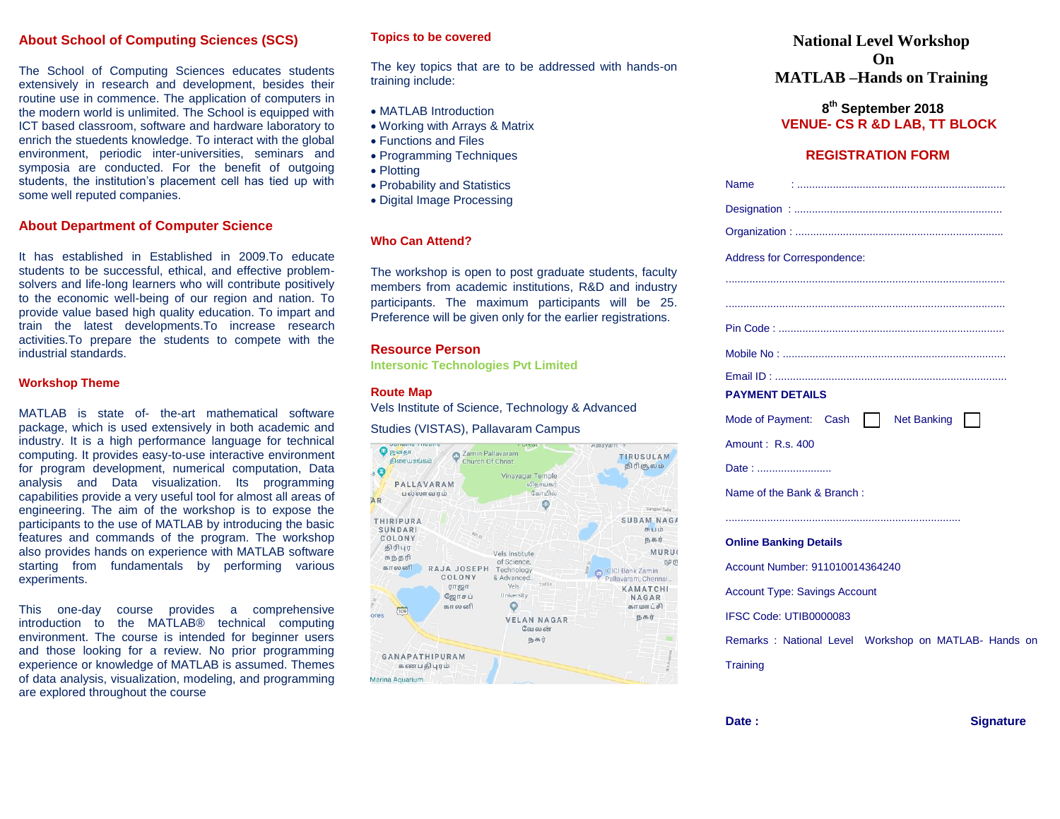## About School of Computing Sciences (SCS)

The School of Computing Sciences educates students extensively in research and development, besides their routine use in commence. The application of computers in the modern world is unlimited. The School is equipped with ICT based classroom, software and hardware laboratory to enrich the stuedents knowledge. To interact with the global environment, periodic inter-universities, seminars and symposia are conducted. For the benefit of outgoing students, the institution's placement cell has tied up with some well reputed companies.

## About Department of Computer Science

It has established in Established in 2009.To educate students to be successful, ethical, and effective problem-solvers and life-long learners who will contribute positively to the economic well-being of our region and nation. To provide value based high quality education. To impart and train the latest developments.To increase research activities.To prepare the students to compete with the industrial standards.

## Workshop Theme

MATLAB is state of- the-art mathematical software package, which is used extensively in both academic and industry. It is a high performance language for technical computing. It provides easy-to-use interactive environment for program development, numerical computation, Data analysis and Data visualization. Its programming capabilities provide a very useful tool for almost all areas of engineering. The aim of the workshop is to expose the participants to the use of MATLAB by introducing the basic features and commands of the program. The workshop also provides hands on experience with MATLAB software starting from fundamentals by performing various experiments.

This one-day course provides a comprehensive introduction to the MATLAB® technical computing environment. The course is intended for beginner users and those looking for a review. No prior programming experience or knowledge of MATLAB is assumed. Themes of data analysis, visualization, modeling, and programming are explored throughout the course

## Topics to be covered

The key topics that are to be addressed with hands-on training include:

- MATLAB Introduction
- Working with Arrays & Matrix
- Functions and Files
- Programming Techniques
- Plotting
- Probability and Statistics
- Digital Image Processing

## Who Can Attend?

The workshop is open to post graduate students, faculty members from academic institutions, R&D and industry participants. The maximum participants will be 25. Preference will be given only for the earlier registrations.

## Resource Person

**Intersonic Technologies Pvt Limited**

## Route Map

Vels Institute of Science, Technology & Advanced Studies (VISTAS), Pallavaram Campus

# National Level Workshop On MATLAB –Hands on Training

**8th September 2018**

**VENUE- CS R &D LAB, TT BLOCK**

## REGISTRATION FORM

Name : ....................................................................

Designation : ....................................................................

Organization : ....................................................................

Address for Correspondence:

..............................................................................................

..............................................................................................

Pin Code : ............................................................................

Mobile No : ..........................................................................

Email ID : .............................................................................

**PAYMENT DETAILS**

Mode of Payment: Cash ☐ Net Banking ☐

Amount : R.s. 400

Date : .........................

Name of the Bank & Branch :

..............................................................................

**Online Banking Details**

Account Number: 911010014364240

Account Type: Savings Account

IFSC Code: UTIB0000083

Remarks : National Level Workshop on MATLAB- Hands on Training

**Date :** **Signature**